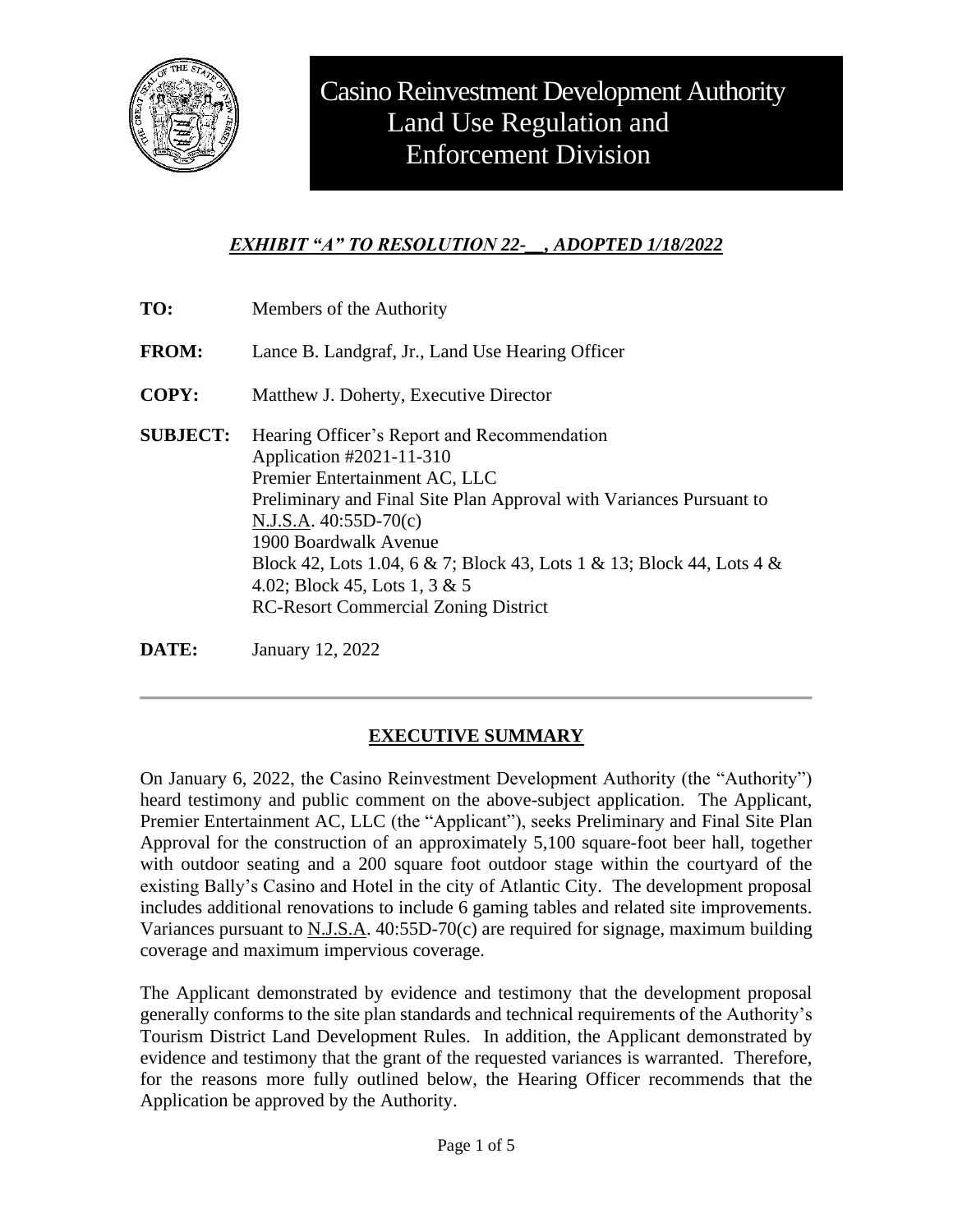# Casino Reinvestment Development Authority Land Use Regulation and Enforcement Division

***EXHIBIT "A" TO RESOLUTION 22-__, ADOPTED 1/18/2022***

**TO:** Members of the Authority

**FROM:** Lance B. Landgraf, Jr., Land Use Hearing Officer

**COPY:** Matthew J. Doherty, Executive Director

**SUBJECT:** Hearing Officer's Report and Recommendation
Application #2021-11-310
Premier Entertainment AC, LLC
Preliminary and Final Site Plan Approval with Variances Pursuant to N.J.S.A. 40:55D-70(c)
1900 Boardwalk Avenue
Block 42, Lots 1.04, 6 & 7; Block 43, Lots 1 & 13; Block 44, Lots 4 & 4.02; Block 45, Lots 1, 3 & 5
RC-Resort Commercial Zoning District

**DATE:** January 12, 2022

---

## EXECUTIVE SUMMARY

On January 6, 2022, the Casino Reinvestment Development Authority (the "Authority") heard testimony and public comment on the above-subject application. The Applicant, Premier Entertainment AC, LLC (the "Applicant"), seeks Preliminary and Final Site Plan Approval for the construction of an approximately 5,100 square-foot beer hall, together with outdoor seating and a 200 square foot outdoor stage within the courtyard of the existing Bally's Casino and Hotel in the city of Atlantic City. The development proposal includes additional renovations to include 6 gaming tables and related site improvements. Variances pursuant to N.J.S.A. 40:55D-70(c) are required for signage, maximum building coverage and maximum impervious coverage.

The Applicant demonstrated by evidence and testimony that the development proposal generally conforms to the site plan standards and technical requirements of the Authority's Tourism District Land Development Rules. In addition, the Applicant demonstrated by evidence and testimony that the grant of the requested variances is warranted. Therefore, for the reasons more fully outlined below, the Hearing Officer recommends that the Application be approved by the Authority.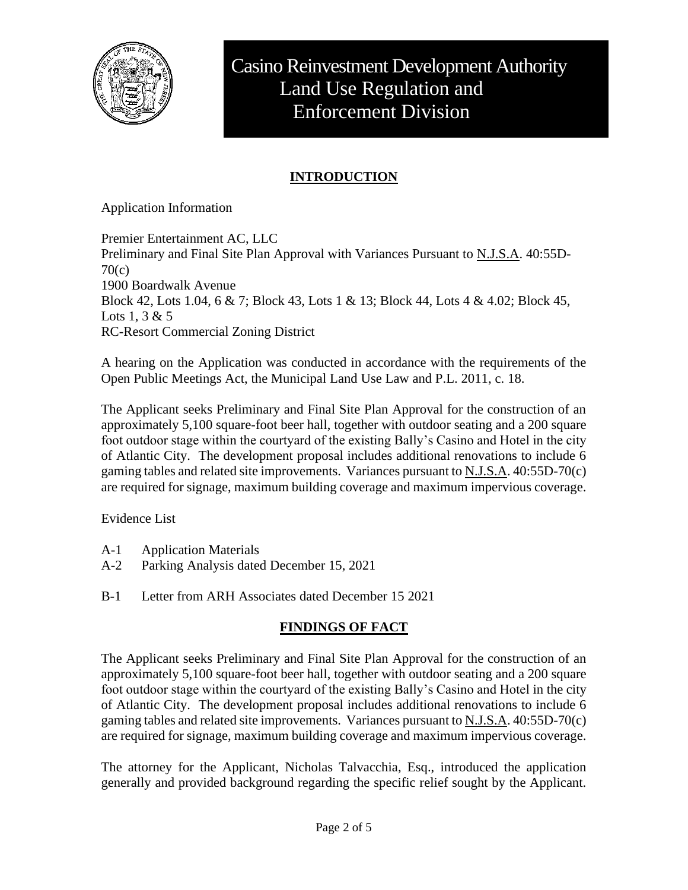# Casino Reinvestment Development Authority Land Use Regulation and Enforcement Division

## INTRODUCTION

Application Information

Premier Entertainment AC, LLC
Preliminary and Final Site Plan Approval with Variances Pursuant to N.J.S.A. 40:55D-70(c)
1900 Boardwalk Avenue
Block 42, Lots 1.04, 6 & 7; Block 43, Lots 1 & 13; Block 44, Lots 4 & 4.02; Block 45, Lots 1, 3 & 5
RC-Resort Commercial Zoning District

A hearing on the Application was conducted in accordance with the requirements of the Open Public Meetings Act, the Municipal Land Use Law and P.L. 2011, c. 18.

The Applicant seeks Preliminary and Final Site Plan Approval for the construction of an approximately 5,100 square-foot beer hall, together with outdoor seating and a 200 square foot outdoor stage within the courtyard of the existing Bally's Casino and Hotel in the city of Atlantic City. The development proposal includes additional renovations to include 6 gaming tables and related site improvements. Variances pursuant to N.J.S.A. 40:55D-70(c) are required for signage, maximum building coverage and maximum impervious coverage.

Evidence List

- A-1 Application Materials
- A-2 Parking Analysis dated December 15, 2021

- B-1 Letter from ARH Associates dated December 15 2021

## FINDINGS OF FACT

The Applicant seeks Preliminary and Final Site Plan Approval for the construction of an approximately 5,100 square-foot beer hall, together with outdoor seating and a 200 square foot outdoor stage within the courtyard of the existing Bally's Casino and Hotel in the city of Atlantic City. The development proposal includes additional renovations to include 6 gaming tables and related site improvements. Variances pursuant to N.J.S.A. 40:55D-70(c) are required for signage, maximum building coverage and maximum impervious coverage.

The attorney for the Applicant, Nicholas Talvacchia, Esq., introduced the application generally and provided background regarding the specific relief sought by the Applicant.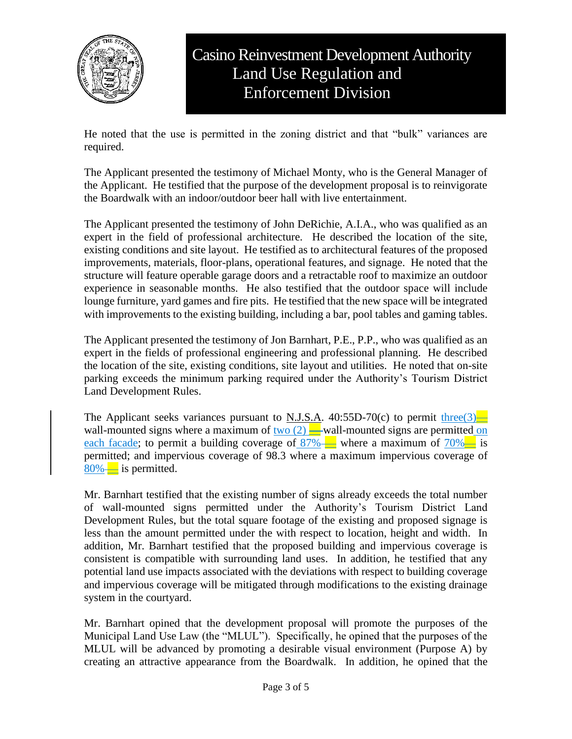He noted that the use is permitted in the zoning district and that "bulk" variances are required.

The Applicant presented the testimony of Michael Monty, who is the General Manager of the Applicant. He testified that the purpose of the development proposal is to reinvigorate the Boardwalk with an indoor/outdoor beer hall with live entertainment.

The Applicant presented the testimony of John DeRichie, A.I.A., who was qualified as an expert in the field of professional architecture. He described the location of the site, existing conditions and site layout. He testified as to architectural features of the proposed improvements, materials, floor-plans, operational features, and signage. He noted that the structure will feature operable garage doors and a retractable roof to maximize an outdoor experience in seasonable months. He also testified that the outdoor space will include lounge furniture, yard games and fire pits. He testified that the new space will be integrated with improvements to the existing building, including a bar, pool tables and gaming tables.

The Applicant presented the testimony of Jon Barnhart, P.E., P.P., who was qualified as an expert in the fields of professional engineering and professional planning. He described the location of the site, existing conditions, site layout and utilities. He noted that on-site parking exceeds the minimum parking required under the Authority's Tourism District Land Development Rules.

The Applicant seeks variances pursuant to N.J.S.A. 40:55D-70(c) to permit three(3) wall-mounted signs where a maximum of two (2) wall-mounted signs are permitted on each facade; to permit a building coverage of 87% where a maximum of 70% is permitted; and impervious coverage of 98.3 where a maximum impervious coverage of 80% is permitted.

Mr. Barnhart testified that the existing number of signs already exceeds the total number of wall-mounted signs permitted under the Authority's Tourism District Land Development Rules, but the total square footage of the existing and proposed signage is less than the amount permitted under the with respect to location, height and width. In addition, Mr. Barnhart testified that the proposed building and impervious coverage is consistent is compatible with surrounding land uses. In addition, he testified that any potential land use impacts associated with the deviations with respect to building coverage and impervious coverage will be mitigated through modifications to the existing drainage system in the courtyard.

Mr. Barnhart opined that the development proposal will promote the purposes of the Municipal Land Use Law (the "MLUL"). Specifically, he opined that the purposes of the MLUL will be advanced by promoting a desirable visual environment (Purpose A) by creating an attractive appearance from the Boardwalk. In addition, he opined that the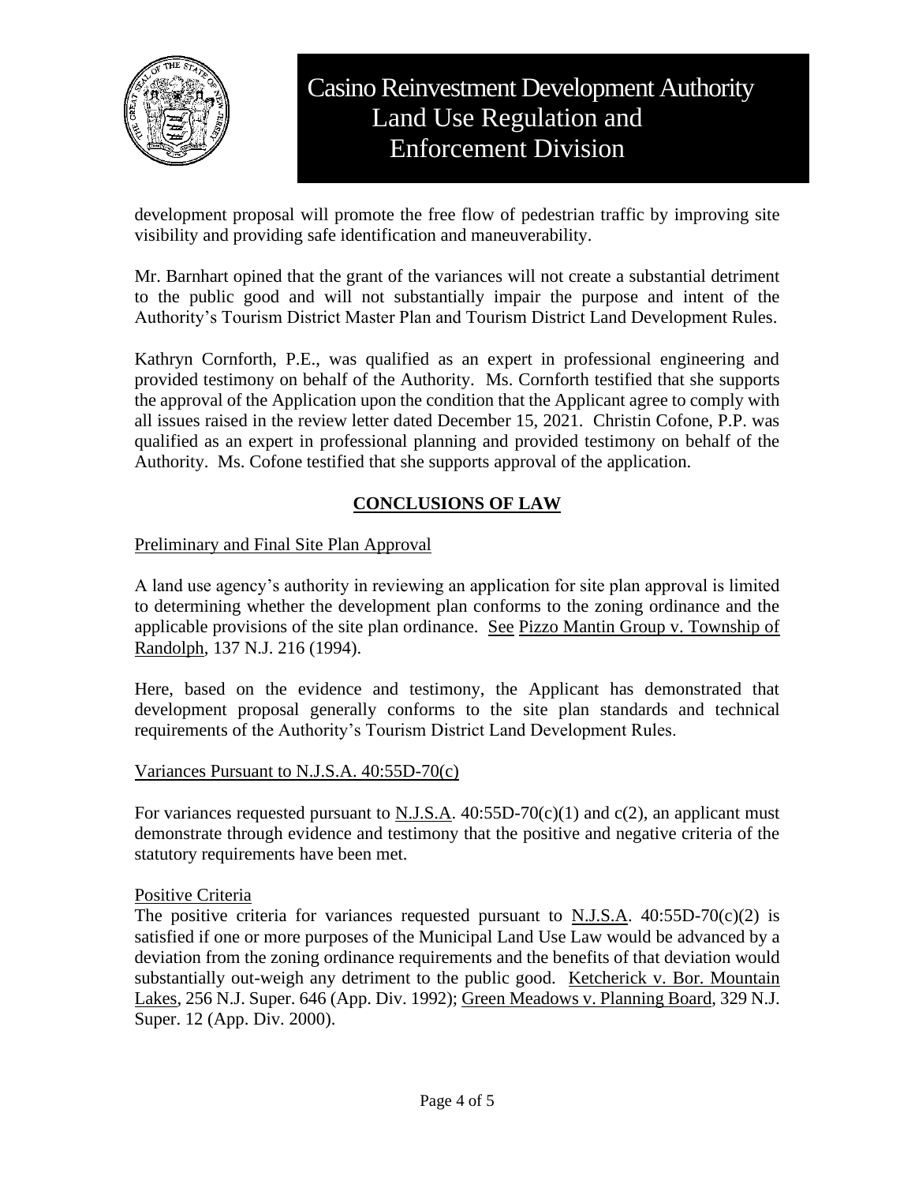development proposal will promote the free flow of pedestrian traffic by improving site visibility and providing safe identification and maneuverability.

Mr. Barnhart opined that the grant of the variances will not create a substantial detriment to the public good and will not substantially impair the purpose and intent of the Authority's Tourism District Master Plan and Tourism District Land Development Rules.

Kathryn Cornforth, P.E., was qualified as an expert in professional engineering and provided testimony on behalf of the Authority. Ms. Cornforth testified that she supports the approval of the Application upon the condition that the Applicant agree to comply with all issues raised in the review letter dated December 15, 2021. Christin Cofone, P.P. was qualified as an expert in professional planning and provided testimony on behalf of the Authority. Ms. Cofone testified that she supports approval of the application.

## CONCLUSIONS OF LAW

Preliminary and Final Site Plan Approval

A land use agency's authority in reviewing an application for site plan approval is limited to determining whether the development plan conforms to the zoning ordinance and the applicable provisions of the site plan ordinance. See Pizzo Mantin Group v. Township of Randolph, 137 N.J. 216 (1994).

Here, based on the evidence and testimony, the Applicant has demonstrated that development proposal generally conforms to the site plan standards and technical requirements of the Authority's Tourism District Land Development Rules.

Variances Pursuant to N.J.S.A. 40:55D-70(c)

For variances requested pursuant to N.J.S.A. 40:55D-70(c)(1) and c(2), an applicant must demonstrate through evidence and testimony that the positive and negative criteria of the statutory requirements have been met.

Positive Criteria

The positive criteria for variances requested pursuant to N.J.S.A. 40:55D-70(c)(2) is satisfied if one or more purposes of the Municipal Land Use Law would be advanced by a deviation from the zoning ordinance requirements and the benefits of that deviation would substantially out-weigh any detriment to the public good. Ketcherick v. Bor. Mountain Lakes, 256 N.J. Super. 646 (App. Div. 1992); Green Meadows v. Planning Board, 329 N.J. Super. 12 (App. Div. 2000).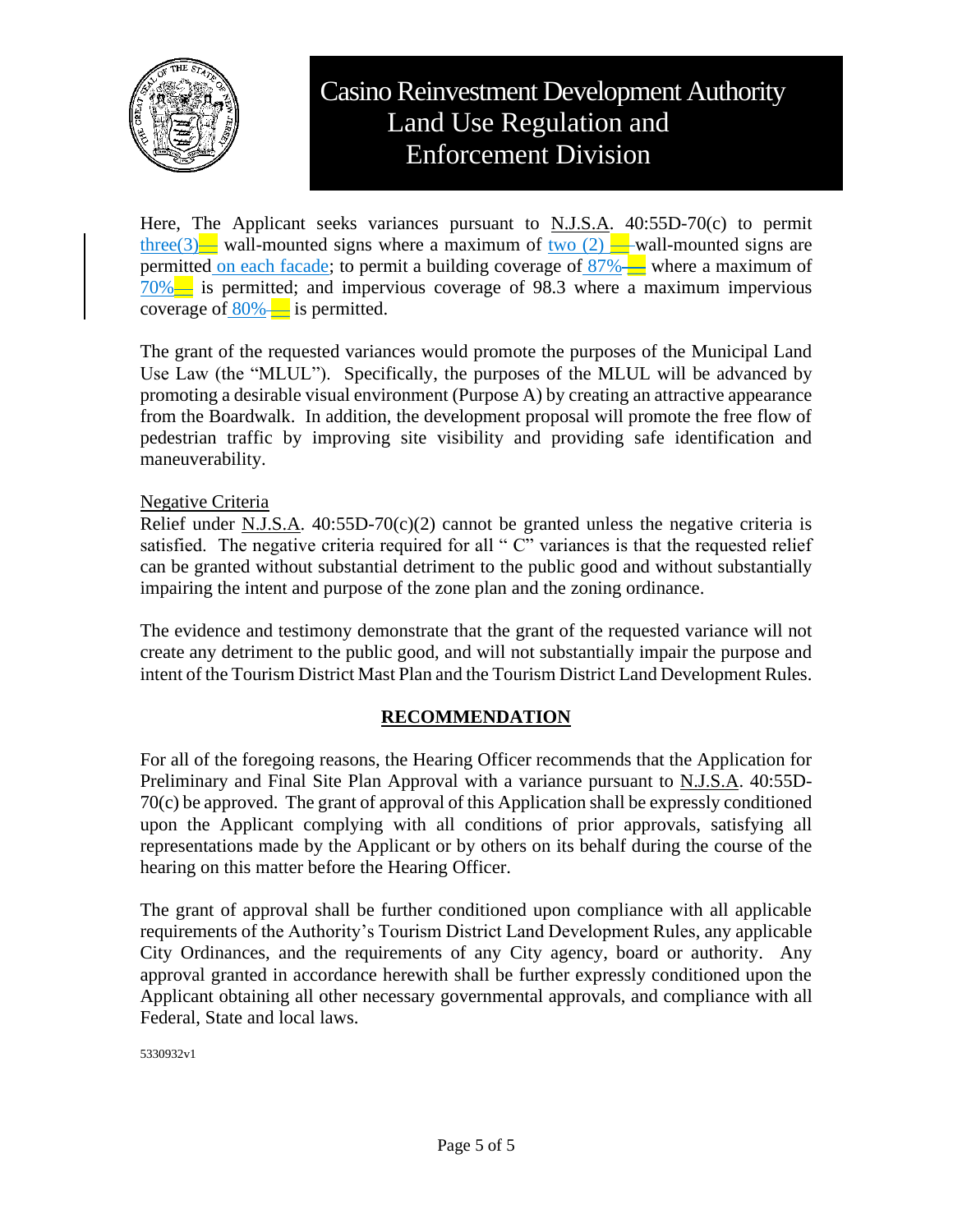# Casino Reinvestment Development Authority Land Use Regulation and Enforcement Division

Here, The Applicant seeks variances pursuant to N.J.S.A. 40:55D-70(c) to permit three(3) wall-mounted signs where a maximum of two (2) wall-mounted signs are permitted on each facade; to permit a building coverage of 87% where a maximum of 70% is permitted; and impervious coverage of 98.3 where a maximum impervious coverage of 80% is permitted.

The grant of the requested variances would promote the purposes of the Municipal Land Use Law (the "MLUL"). Specifically, the purposes of the MLUL will be advanced by promoting a desirable visual environment (Purpose A) by creating an attractive appearance from the Boardwalk. In addition, the development proposal will promote the free flow of pedestrian traffic by improving site visibility and providing safe identification and maneuverability.

Negative Criteria

Relief under N.J.S.A. 40:55D-70(c)(2) cannot be granted unless the negative criteria is satisfied. The negative criteria required for all " C" variances is that the requested relief can be granted without substantial detriment to the public good and without substantially impairing the intent and purpose of the zone plan and the zoning ordinance.

The evidence and testimony demonstrate that the grant of the requested variance will not create any detriment to the public good, and will not substantially impair the purpose and intent of the Tourism District Mast Plan and the Tourism District Land Development Rules.

## RECOMMENDATION

For all of the foregoing reasons, the Hearing Officer recommends that the Application for Preliminary and Final Site Plan Approval with a variance pursuant to N.J.S.A. 40:55D-70(c) be approved. The grant of approval of this Application shall be expressly conditioned upon the Applicant complying with all conditions of prior approvals, satisfying all representations made by the Applicant or by others on its behalf during the course of the hearing on this matter before the Hearing Officer.

The grant of approval shall be further conditioned upon compliance with all applicable requirements of the Authority's Tourism District Land Development Rules, any applicable City Ordinances, and the requirements of any City agency, board or authority. Any approval granted in accordance herewith shall be further expressly conditioned upon the Applicant obtaining all other necessary governmental approvals, and compliance with all Federal, State and local laws.

5330932v1